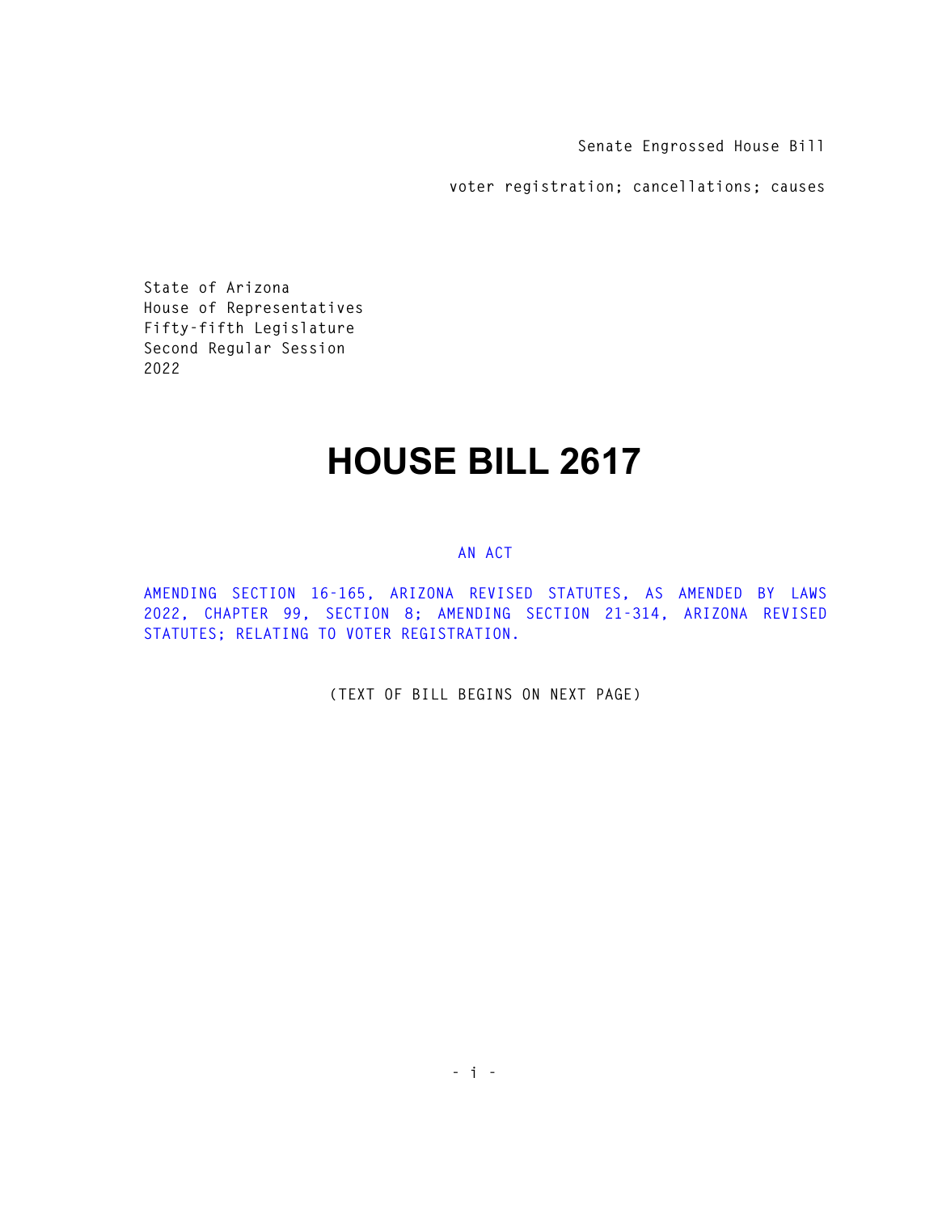Senate Engrossed House Bill

voter registration; cancellations; causes

State of Arizona
House of Representatives
Fifty-fifth Legislature
Second Regular Session
2022

# HOUSE BILL 2617

AN ACT

AMENDING SECTION 16-165, ARIZONA REVISED STATUTES, AS AMENDED BY LAWS 2022, CHAPTER 99, SECTION 8; AMENDING SECTION 21-314, ARIZONA REVISED STATUTES; RELATING TO VOTER REGISTRATION.

(TEXT OF BILL BEGINS ON NEXT PAGE)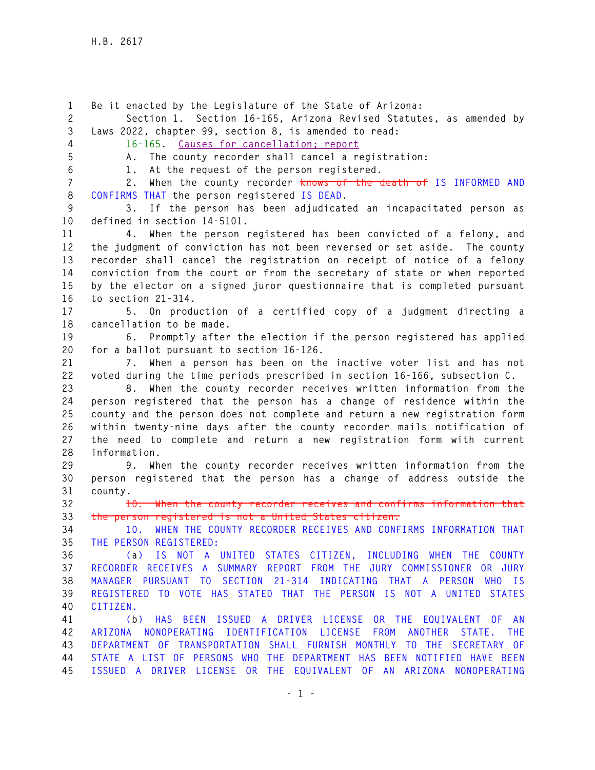Be it enacted by the Legislature of the State of Arizona:

Section 1. Section 16-165, Arizona Revised Statutes, as amended by Laws 2022, chapter 99, section 8, is amended to read:

16-165. Causes for cancellation; report

A. The county recorder shall cancel a registration:

1. At the request of the person registered.

2. When the county recorder ~~knows of the death of~~ IS INFORMED AND CONFIRMS THAT the person registered IS DEAD.

3. If the person has been adjudicated an incapacitated person as defined in section 14-5101.

4. When the person registered has been convicted of a felony, and the judgment of conviction has not been reversed or set aside. The county recorder shall cancel the registration on receipt of notice of a felony conviction from the court or from the secretary of state or when reported by the elector on a signed juror questionnaire that is completed pursuant to section 21-314.

5. On production of a certified copy of a judgment directing a cancellation to be made.

6. Promptly after the election if the person registered has applied for a ballot pursuant to section 16-126.

7. When a person has been on the inactive voter list and has not voted during the time periods prescribed in section 16-166, subsection C.

8. When the county recorder receives written information from the person registered that the person has a change of residence within the county and the person does not complete and return a new registration form within twenty-nine days after the county recorder mails notification of the need to complete and return a new registration form with current information.

9. When the county recorder receives written information from the person registered that the person has a change of address outside the county.

~~10. When the county recorder receives and confirms information that the person registered is not a United States citizen.~~

10. WHEN THE COUNTY RECORDER RECEIVES AND CONFIRMS INFORMATION THAT THE PERSON REGISTERED:

(a) IS NOT A UNITED STATES CITIZEN, INCLUDING WHEN THE COUNTY RECORDER RECEIVES A SUMMARY REPORT FROM THE JURY COMMISSIONER OR JURY MANAGER PURSUANT TO SECTION 21-314 INDICATING THAT A PERSON WHO IS REGISTERED TO VOTE HAS STATED THAT THE PERSON IS NOT A UNITED STATES CITIZEN.

(b) HAS BEEN ISSUED A DRIVER LICENSE OR THE EQUIVALENT OF AN ARIZONA NONOPERATING IDENTIFICATION LICENSE FROM ANOTHER STATE. THE DEPARTMENT OF TRANSPORTATION SHALL FURNISH MONTHLY TO THE SECRETARY OF STATE A LIST OF PERSONS WHO THE DEPARTMENT HAS BEEN NOTIFIED HAVE BEEN ISSUED A DRIVER LICENSE OR THE EQUIVALENT OF AN ARIZONA NONOPERATING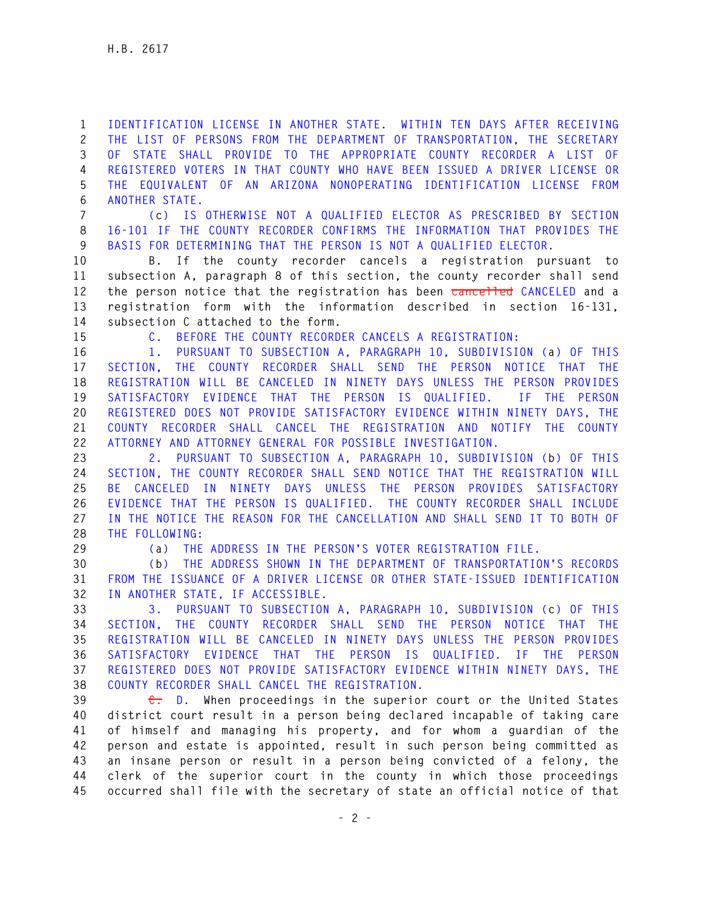IDENTIFICATION LICENSE IN ANOTHER STATE. WITHIN TEN DAYS AFTER RECEIVING THE LIST OF PERSONS FROM THE DEPARTMENT OF TRANSPORTATION, THE SECRETARY OF STATE SHALL PROVIDE TO THE APPROPRIATE COUNTY RECORDER A LIST OF REGISTERED VOTERS IN THAT COUNTY WHO HAVE BEEN ISSUED A DRIVER LICENSE OR THE EQUIVALENT OF AN ARIZONA NONOPERATING IDENTIFICATION LICENSE FROM ANOTHER STATE.

(c) IS OTHERWISE NOT A QUALIFIED ELECTOR AS PRESCRIBED BY SECTION 16-101 IF THE COUNTY RECORDER CONFIRMS THE INFORMATION THAT PROVIDES THE BASIS FOR DETERMINING THAT THE PERSON IS NOT A QUALIFIED ELECTOR.

B. If the county recorder cancels a registration pursuant to subsection A, paragraph 8 of this section, the county recorder shall send the person notice that the registration has been ~~cancelled~~ CANCELED and a registration form with the information described in section 16-131, subsection C attached to the form.

C. BEFORE THE COUNTY RECORDER CANCELS A REGISTRATION:

1. PURSUANT TO SUBSECTION A, PARAGRAPH 10, SUBDIVISION (a) OF THIS SECTION, THE COUNTY RECORDER SHALL SEND THE PERSON NOTICE THAT THE REGISTRATION WILL BE CANCELED IN NINETY DAYS UNLESS THE PERSON PROVIDES SATISFACTORY EVIDENCE THAT THE PERSON IS QUALIFIED. IF THE PERSON REGISTERED DOES NOT PROVIDE SATISFACTORY EVIDENCE WITHIN NINETY DAYS, THE COUNTY RECORDER SHALL CANCEL THE REGISTRATION AND NOTIFY THE COUNTY ATTORNEY AND ATTORNEY GENERAL FOR POSSIBLE INVESTIGATION.

2. PURSUANT TO SUBSECTION A, PARAGRAPH 10, SUBDIVISION (b) OF THIS SECTION, THE COUNTY RECORDER SHALL SEND NOTICE THAT THE REGISTRATION WILL BE CANCELED IN NINETY DAYS UNLESS THE PERSON PROVIDES SATISFACTORY EVIDENCE THAT THE PERSON IS QUALIFIED. THE COUNTY RECORDER SHALL INCLUDE IN THE NOTICE THE REASON FOR THE CANCELLATION AND SHALL SEND IT TO BOTH OF THE FOLLOWING:

(a) THE ADDRESS IN THE PERSON'S VOTER REGISTRATION FILE.

(b) THE ADDRESS SHOWN IN THE DEPARTMENT OF TRANSPORTATION'S RECORDS FROM THE ISSUANCE OF A DRIVER LICENSE OR OTHER STATE-ISSUED IDENTIFICATION IN ANOTHER STATE, IF ACCESSIBLE.

3. PURSUANT TO SUBSECTION A, PARAGRAPH 10, SUBDIVISION (c) OF THIS SECTION, THE COUNTY RECORDER SHALL SEND THE PERSON NOTICE THAT THE REGISTRATION WILL BE CANCELED IN NINETY DAYS UNLESS THE PERSON PROVIDES SATISFACTORY EVIDENCE THAT THE PERSON IS QUALIFIED. IF THE PERSON REGISTERED DOES NOT PROVIDE SATISFACTORY EVIDENCE WITHIN NINETY DAYS, THE COUNTY RECORDER SHALL CANCEL THE REGISTRATION.

~~C.~~ D. When proceedings in the superior court or the United States district court result in a person being declared incapable of taking care of himself and managing his property, and for whom a guardian of the person and estate is appointed, result in such person being committed as an insane person or result in a person being convicted of a felony, the clerk of the superior court in the county in which those proceedings occurred shall file with the secretary of state an official notice of that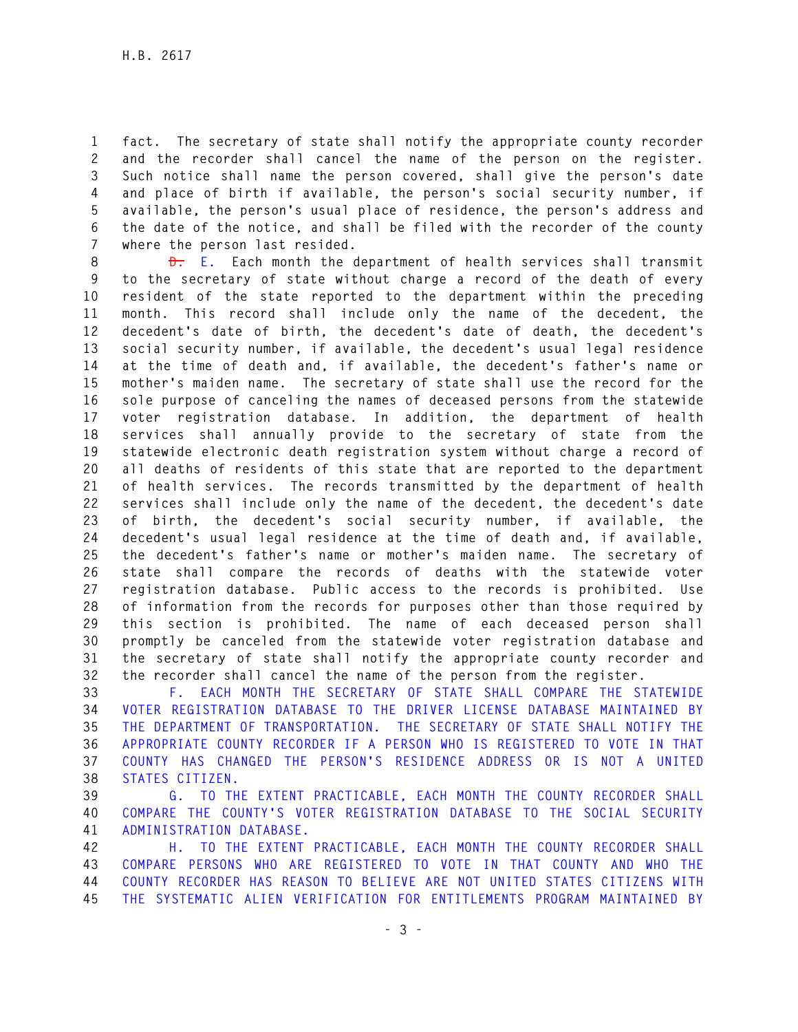fact. The secretary of state shall notify the appropriate county recorder and the recorder shall cancel the name of the person on the register. Such notice shall name the person covered, shall give the person's date and place of birth if available, the person's social security number, if available, the person's usual place of residence, the person's address and the date of the notice, and shall be filed with the recorder of the county where the person last resided.

~~D.~~ E. Each month the department of health services shall transmit to the secretary of state without charge a record of the death of every resident of the state reported to the department within the preceding month. This record shall include only the name of the decedent, the decedent's date of birth, the decedent's date of death, the decedent's social security number, if available, the decedent's usual legal residence at the time of death and, if available, the decedent's father's name or mother's maiden name. The secretary of state shall use the record for the sole purpose of canceling the names of deceased persons from the statewide voter registration database. In addition, the department of health services shall annually provide to the secretary of state from the statewide electronic death registration system without charge a record of all deaths of residents of this state that are reported to the department of health services. The records transmitted by the department of health services shall include only the name of the decedent, the decedent's date of birth, the decedent's social security number, if available, the decedent's usual legal residence at the time of death and, if available, the decedent's father's name or mother's maiden name. The secretary of state shall compare the records of deaths with the statewide voter registration database. Public access to the records is prohibited. Use of information from the records for purposes other than those required by this section is prohibited. The name of each deceased person shall promptly be canceled from the statewide voter registration database and the secretary of state shall notify the appropriate county recorder and the recorder shall cancel the name of the person from the register.

F. EACH MONTH THE SECRETARY OF STATE SHALL COMPARE THE STATEWIDE VOTER REGISTRATION DATABASE TO THE DRIVER LICENSE DATABASE MAINTAINED BY THE DEPARTMENT OF TRANSPORTATION. THE SECRETARY OF STATE SHALL NOTIFY THE APPROPRIATE COUNTY RECORDER IF A PERSON WHO IS REGISTERED TO VOTE IN THAT COUNTY HAS CHANGED THE PERSON'S RESIDENCE ADDRESS OR IS NOT A UNITED STATES CITIZEN.

G. TO THE EXTENT PRACTICABLE, EACH MONTH THE COUNTY RECORDER SHALL COMPARE THE COUNTY'S VOTER REGISTRATION DATABASE TO THE SOCIAL SECURITY ADMINISTRATION DATABASE.

H. TO THE EXTENT PRACTICABLE, EACH MONTH THE COUNTY RECORDER SHALL COMPARE PERSONS WHO ARE REGISTERED TO VOTE IN THAT COUNTY AND WHO THE COUNTY RECORDER HAS REASON TO BELIEVE ARE NOT UNITED STATES CITIZENS WITH THE SYSTEMATIC ALIEN VERIFICATION FOR ENTITLEMENTS PROGRAM MAINTAINED BY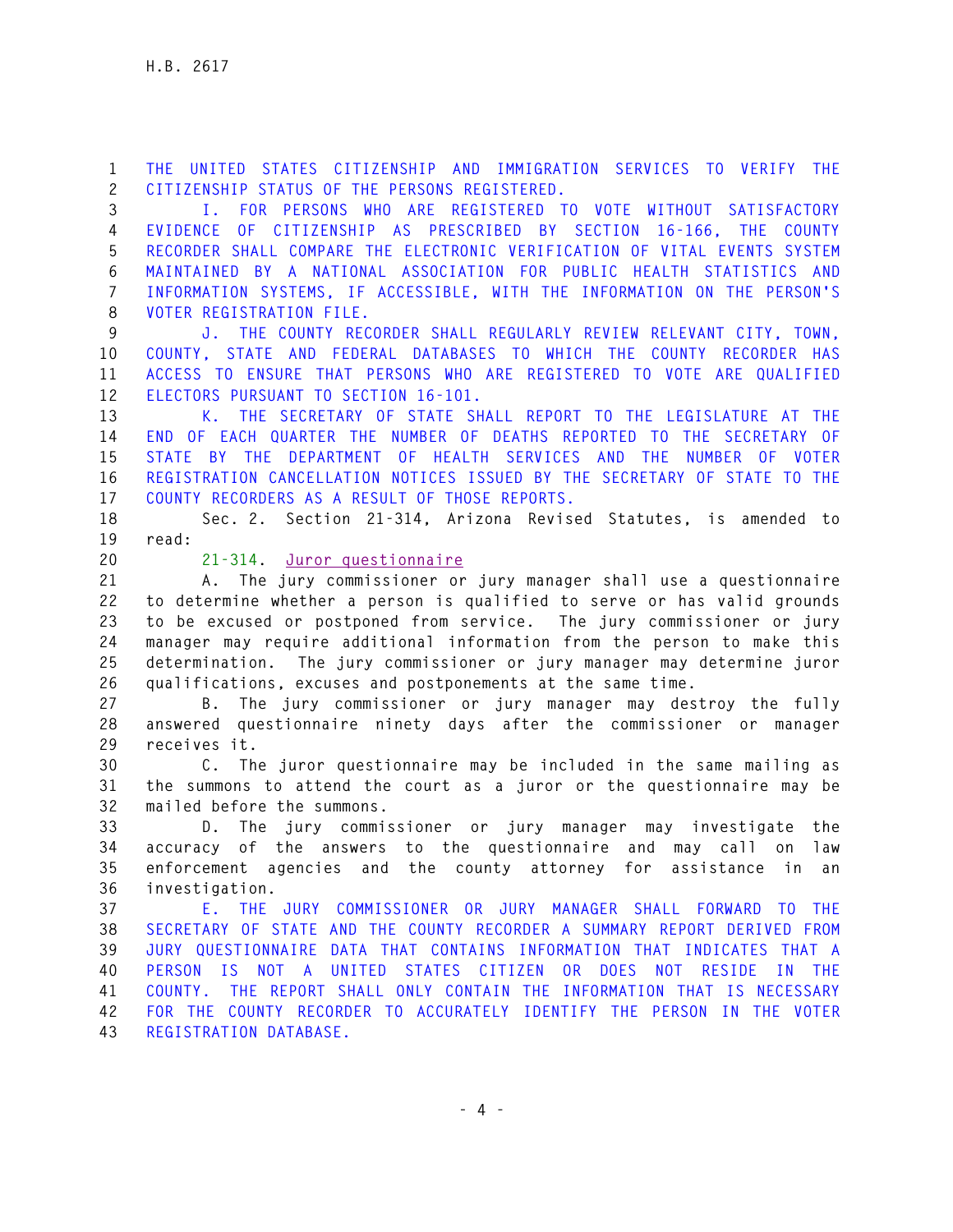THE UNITED STATES CITIZENSHIP AND IMMIGRATION SERVICES TO VERIFY THE CITIZENSHIP STATUS OF THE PERSONS REGISTERED.

I. FOR PERSONS WHO ARE REGISTERED TO VOTE WITHOUT SATISFACTORY EVIDENCE OF CITIZENSHIP AS PRESCRIBED BY SECTION 16-166, THE COUNTY RECORDER SHALL COMPARE THE ELECTRONIC VERIFICATION OF VITAL EVENTS SYSTEM MAINTAINED BY A NATIONAL ASSOCIATION FOR PUBLIC HEALTH STATISTICS AND INFORMATION SYSTEMS, IF ACCESSIBLE, WITH THE INFORMATION ON THE PERSON'S VOTER REGISTRATION FILE.

J. THE COUNTY RECORDER SHALL REGULARLY REVIEW RELEVANT CITY, TOWN, COUNTY, STATE AND FEDERAL DATABASES TO WHICH THE COUNTY RECORDER HAS ACCESS TO ENSURE THAT PERSONS WHO ARE REGISTERED TO VOTE ARE QUALIFIED ELECTORS PURSUANT TO SECTION 16-101.

K. THE SECRETARY OF STATE SHALL REPORT TO THE LEGISLATURE AT THE END OF EACH QUARTER THE NUMBER OF DEATHS REPORTED TO THE SECRETARY OF STATE BY THE DEPARTMENT OF HEALTH SERVICES AND THE NUMBER OF VOTER REGISTRATION CANCELLATION NOTICES ISSUED BY THE SECRETARY OF STATE TO THE COUNTY RECORDERS AS A RESULT OF THOSE REPORTS.

Sec. 2. Section 21-314, Arizona Revised Statutes, is amended to read:

21-314. Juror questionnaire

A. The jury commissioner or jury manager shall use a questionnaire to determine whether a person is qualified to serve or has valid grounds to be excused or postponed from service. The jury commissioner or jury manager may require additional information from the person to make this determination. The jury commissioner or jury manager may determine juror qualifications, excuses and postponements at the same time.

B. The jury commissioner or jury manager may destroy the fully answered questionnaire ninety days after the commissioner or manager receives it.

C. The juror questionnaire may be included in the same mailing as the summons to attend the court as a juror or the questionnaire may be mailed before the summons.

D. The jury commissioner or jury manager may investigate the accuracy of the answers to the questionnaire and may call on law enforcement agencies and the county attorney for assistance in an investigation.

E. THE JURY COMMISSIONER OR JURY MANAGER SHALL FORWARD TO THE SECRETARY OF STATE AND THE COUNTY RECORDER A SUMMARY REPORT DERIVED FROM JURY QUESTIONNAIRE DATA THAT CONTAINS INFORMATION THAT INDICATES THAT A PERSON IS NOT A UNITED STATES CITIZEN OR DOES NOT RESIDE IN THE COUNTY. THE REPORT SHALL ONLY CONTAIN THE INFORMATION THAT IS NECESSARY FOR THE COUNTY RECORDER TO ACCURATELY IDENTIFY THE PERSON IN THE VOTER REGISTRATION DATABASE.